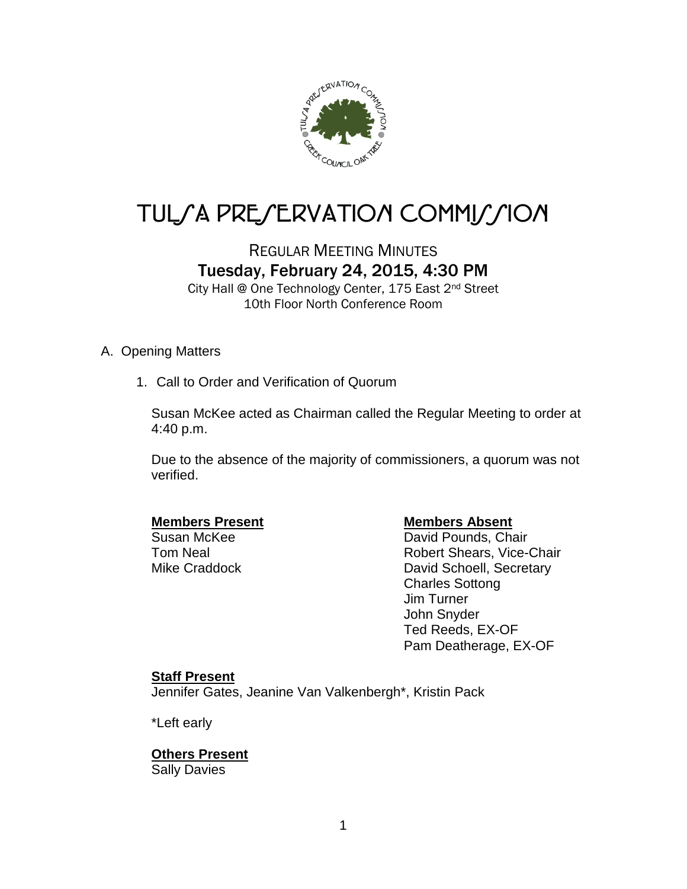# TULSA PRESERVATION COMMISSION

## REGULAR MEETING MINUTES

### Tuesday, February 24, 2015, 4:30 PM

City Hall @ One Technology Center, 175 East 2nd Street
10th Floor North Conference Room

A. Opening Matters

1. Call to Order and Verification of Quorum

Susan McKee acted as Chairman called the Regular Meeting to order at 4:40 p.m.

Due to the absence of the majority of commissioners, a quorum was not verified.

**Members Present**
Susan McKee
Tom Neal
Mike Craddock

**Members Absent**
David Pounds, Chair
Robert Shears, Vice-Chair
David Schoell, Secretary
Charles Sottong
Jim Turner
John Snyder
Ted Reeds, EX-OF
Pam Deatherage, EX-OF

**Staff Present**
Jennifer Gates, Jeanine Van Valkenbergh*, Kristin Pack

*Left early

**Others Present**
Sally Davies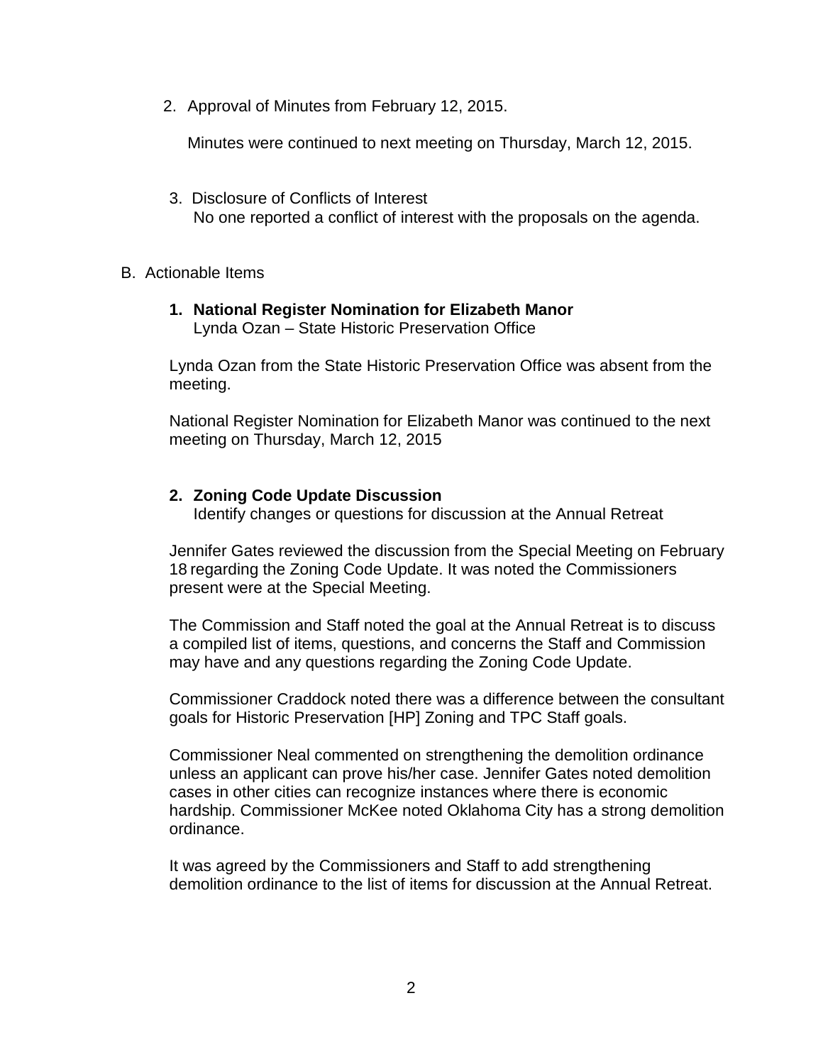2. Approval of Minutes from February 12, 2015.

   Minutes were continued to next meeting on Thursday, March 12, 2015.

3. Disclosure of Conflicts of Interest
   No one reported a conflict of interest with the proposals on the agenda.

B. Actionable Items

1. **National Register Nomination for Elizabeth Manor**
   Lynda Ozan – State Historic Preservation Office

Lynda Ozan from the State Historic Preservation Office was absent from the meeting.

National Register Nomination for Elizabeth Manor was continued to the next meeting on Thursday, March 12, 2015

2. **Zoning Code Update Discussion**
   Identify changes or questions for discussion at the Annual Retreat

Jennifer Gates reviewed the discussion from the Special Meeting on February 18 regarding the Zoning Code Update. It was noted the Commissioners present were at the Special Meeting.

The Commission and Staff noted the goal at the Annual Retreat is to discuss a compiled list of items, questions, and concerns the Staff and Commission may have and any questions regarding the Zoning Code Update.

Commissioner Craddock noted there was a difference between the consultant goals for Historic Preservation [HP] Zoning and TPC Staff goals.

Commissioner Neal commented on strengthening the demolition ordinance unless an applicant can prove his/her case. Jennifer Gates noted demolition cases in other cities can recognize instances where there is economic hardship. Commissioner McKee noted Oklahoma City has a strong demolition ordinance.

It was agreed by the Commissioners and Staff to add strengthening demolition ordinance to the list of items for discussion at the Annual Retreat.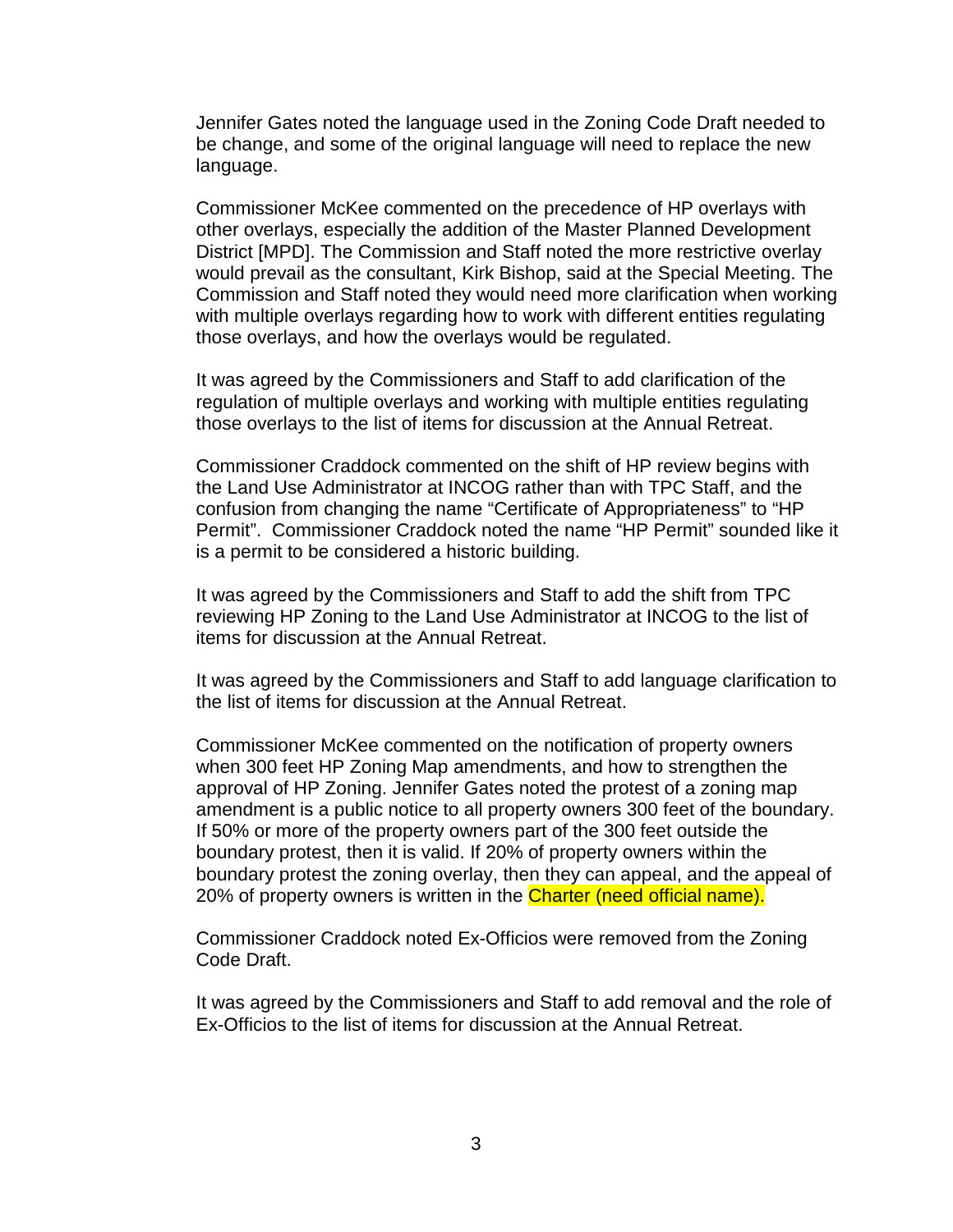Jennifer Gates noted the language used in the Zoning Code Draft needed to be change, and some of the original language will need to replace the new language.

Commissioner McKee commented on the precedence of HP overlays with other overlays, especially the addition of the Master Planned Development District [MPD]. The Commission and Staff noted the more restrictive overlay would prevail as the consultant, Kirk Bishop, said at the Special Meeting. The Commission and Staff noted they would need more clarification when working with multiple overlays regarding how to work with different entities regulating those overlays, and how the overlays would be regulated.

It was agreed by the Commissioners and Staff to add clarification of the regulation of multiple overlays and working with multiple entities regulating those overlays to the list of items for discussion at the Annual Retreat.

Commissioner Craddock commented on the shift of HP review begins with the Land Use Administrator at INCOG rather than with TPC Staff, and the confusion from changing the name "Certificate of Appropriateness" to "HP Permit". Commissioner Craddock noted the name "HP Permit" sounded like it is a permit to be considered a historic building.

It was agreed by the Commissioners and Staff to add the shift from TPC reviewing HP Zoning to the Land Use Administrator at INCOG to the list of items for discussion at the Annual Retreat.

It was agreed by the Commissioners and Staff to add language clarification to the list of items for discussion at the Annual Retreat.

Commissioner McKee commented on the notification of property owners when 300 feet HP Zoning Map amendments, and how to strengthen the approval of HP Zoning. Jennifer Gates noted the protest of a zoning map amendment is a public notice to all property owners 300 feet of the boundary. If 50% or more of the property owners part of the 300 feet outside the boundary protest, then it is valid. If 20% of property owners within the boundary protest the zoning overlay, then they can appeal, and the appeal of 20% of property owners is written in the Charter (need official name).

Commissioner Craddock noted Ex-Officios were removed from the Zoning Code Draft.

It was agreed by the Commissioners and Staff to add removal and the role of Ex-Officios to the list of items for discussion at the Annual Retreat.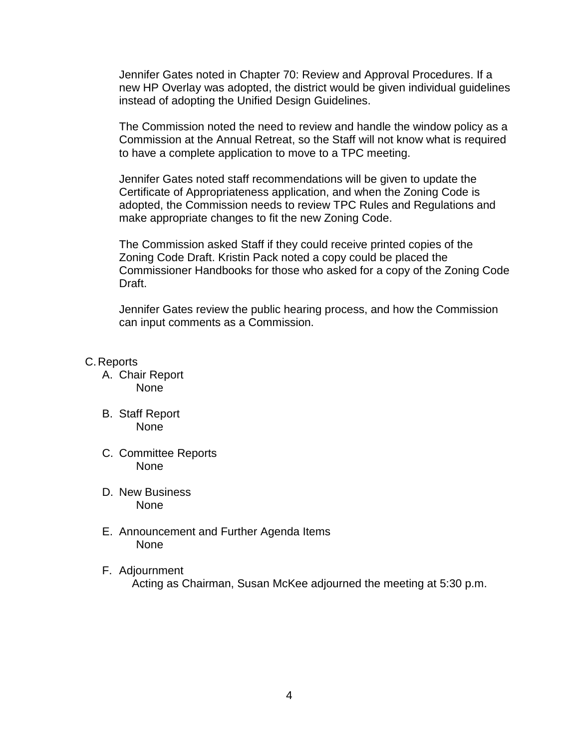Jennifer Gates noted in Chapter 70: Review and Approval Procedures. If a new HP Overlay was adopted, the district would be given individual guidelines instead of adopting the Unified Design Guidelines.

The Commission noted the need to review and handle the window policy as a Commission at the Annual Retreat, so the Staff will not know what is required to have a complete application to move to a TPC meeting.

Jennifer Gates noted staff recommendations will be given to update the Certificate of Appropriateness application, and when the Zoning Code is adopted, the Commission needs to review TPC Rules and Regulations and make appropriate changes to fit the new Zoning Code.

The Commission asked Staff if they could receive printed copies of the Zoning Code Draft. Kristin Pack noted a copy could be placed the Commissioner Handbooks for those who asked for a copy of the Zoning Code Draft.

Jennifer Gates review the public hearing process, and how the Commission can input comments as a Commission.

C. Reports

A. Chair Report
   None

B. Staff Report
   None

C. Committee Reports
   None

D. New Business
   None

E. Announcement and Further Agenda Items
   None

F. Adjournment
   Acting as Chairman, Susan McKee adjourned the meeting at 5:30 p.m.